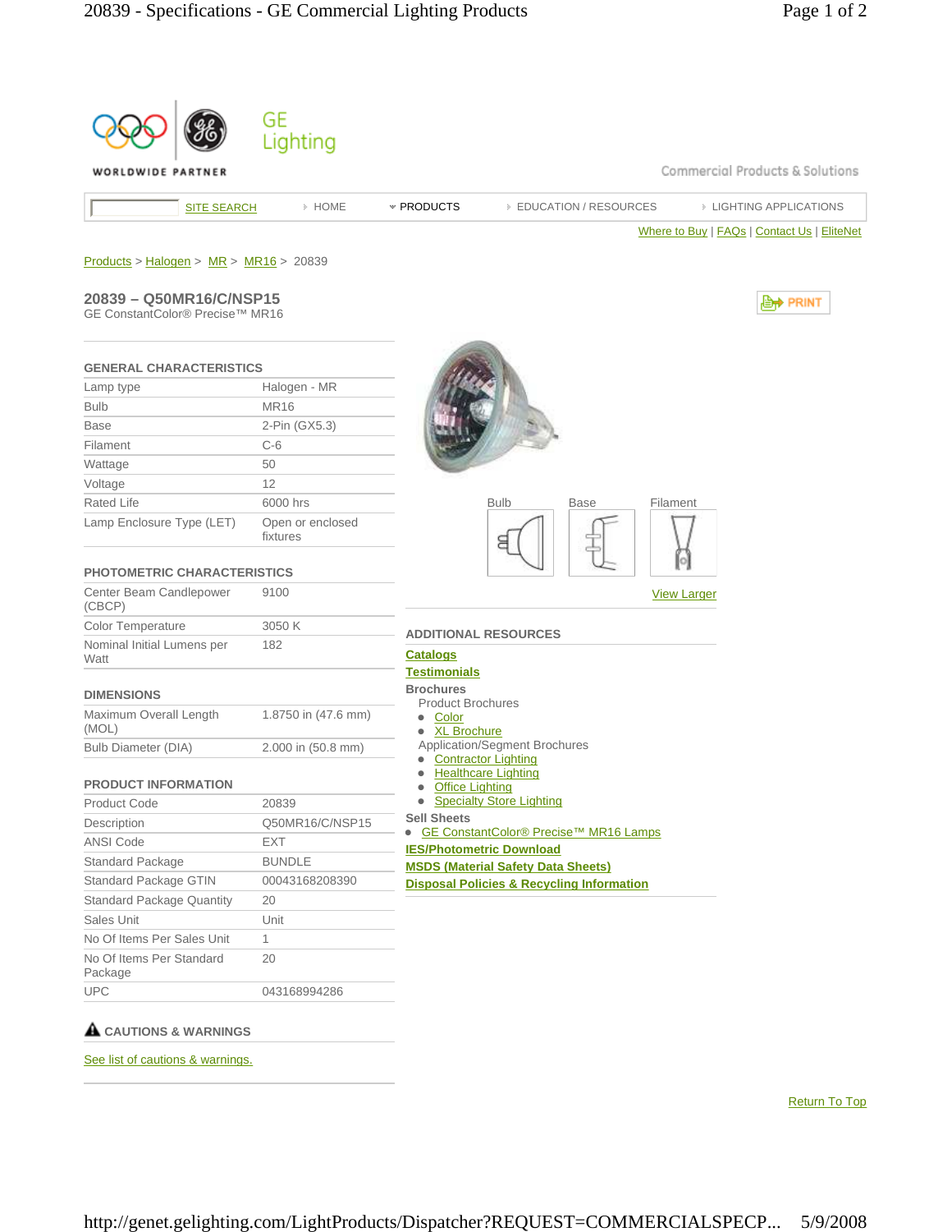GE Lighting

WORLDWIDE PARTNER

Commercial Products & Solutions

SITE SEARCH | HOME | PRODUCTS | EDUCATION / RESOURCES | LIGHTING APPLICATIONS

Where to Buy | FAQs | Contact Us | EliteNet

Products > Halogen > MR > MR16 > 20839

## 20839 – Q50MR16/C/NSP15

GE ConstantColor® Precise™ MR16

PRINT

### GENERAL CHARACTERISTICS

| | |
|---|---|
| Lamp type | Halogen - MR |
| Bulb | MR16 |
| Base | 2-Pin (GX5.3) |
| Filament | C-6 |
| Wattage | 50 |
| Voltage | 12 |
| Rated Life | 6000 hrs |
| Lamp Enclosure Type (LET) | Open or enclosed fixtures |

### PHOTOMETRIC CHARACTERISTICS

| | |
|---|---|
| Center Beam Candlepower (CBCP) | 9100 |
| Color Temperature | 3050 K |
| Nominal Initial Lumens per Watt | 182 |

### DIMENSIONS

| | |
|---|---|
| Maximum Overall Length (MOL) | 1.8750 in (47.6 mm) |
| Bulb Diameter (DIA) | 2.000 in (50.8 mm) |

### PRODUCT INFORMATION

| | |
|---|---|
| Product Code | 20839 |
| Description | Q50MR16/C/NSP15 |
| ANSI Code | EXT |
| Standard Package | BUNDLE |
| Standard Package GTIN | 00043168208390 |
| Standard Package Quantity | 20 |
| Sales Unit | Unit |
| No Of Items Per Sales Unit | 1 |
| No Of Items Per Standard Package | 20 |
| UPC | 043168994286 |

### CAUTIONS & WARNINGS

See list of cautions & warnings.

Bulb | Base | Filament

View Larger

### ADDITIONAL RESOURCES

**Catalogs**

**Testimonials**

**Brochures**

Product Brochures

- Color
- XL Brochure

Application/Segment Brochures

- Contractor Lighting
- Healthcare Lighting
- Office Lighting
- Specialty Store Lighting

**Sell Sheets**

- GE ConstantColor® Precise™ MR16 Lamps

**IES/Photometric Download**

**MSDS (Material Safety Data Sheets)**

**Disposal Policies & Recycling Information**

Return To Top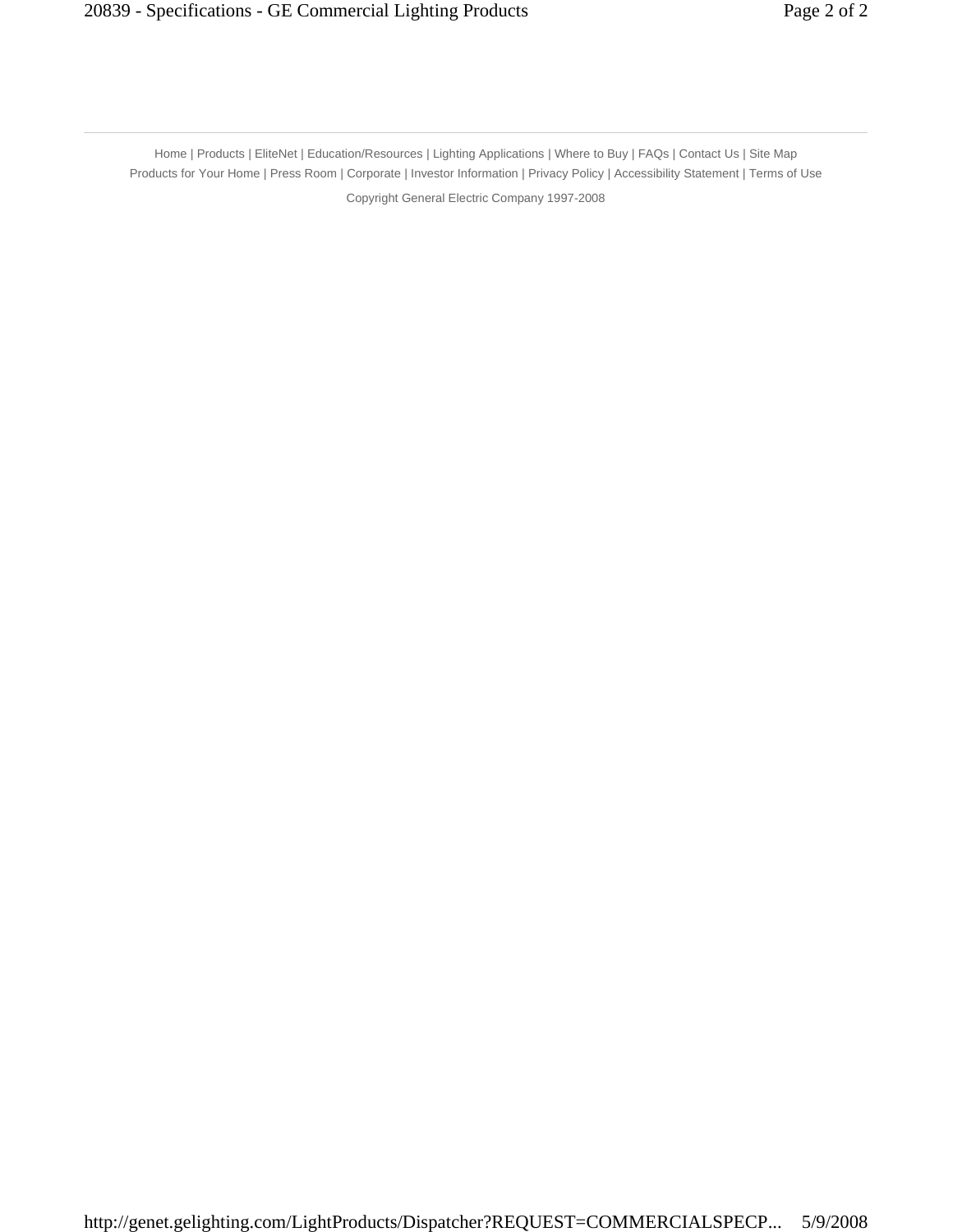Home | Products | EliteNet | Education/Resources | Lighting Applications | Where to Buy | FAQs | Contact Us | Site Map
Products for Your Home | Press Room | Corporate | Investor Information | Privacy Policy | Accessibility Statement | Terms of Use

Copyright General Electric Company 1997-2008